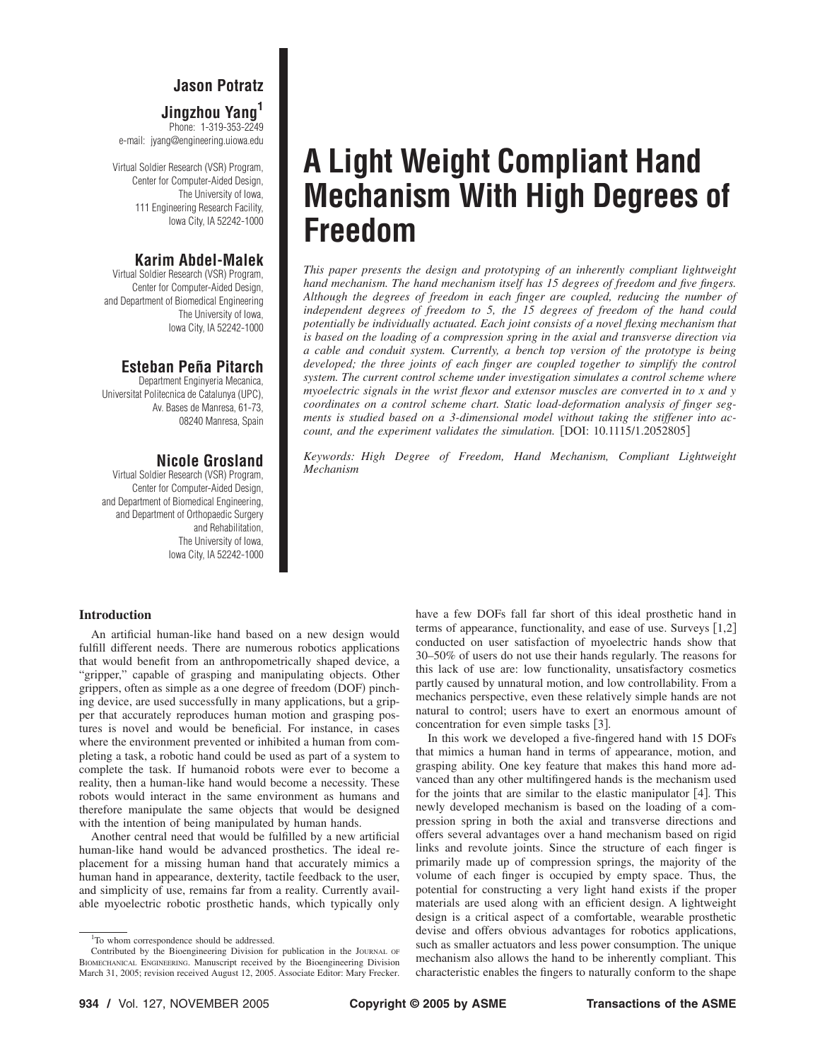**Jason Potratz**

**Jingzhou Yang[1]**

Phone: 1-319-353-2249
e-mail: jyang@engineering.uiowa.edu

Virtual Soldier Research (VSR) Program,
Center for Computer-Aided Design,
The University of Iowa,
111 Engineering Research Facility,
Iowa City, IA 52242-1000

**Karim Abdel-Malek**

Virtual Soldier Research (VSR) Program,
Center for Computer-Aided Design,
and Department of Biomedical Engineering
The University of Iowa,
Iowa City, IA 52242-1000

**Esteban Peña Pitarch**

Department Enginyeria Mecanica,
Universitat Politecnica de Catalunya (UPC),
Av. Bases de Manresa, 61-73,
08240 Manresa, Spain

**Nicole Grosland**

Virtual Soldier Research (VSR) Program,
Center for Computer-Aided Design,
and Department of Biomedical Engineering,
and Department of Orthopaedic Surgery
and Rehabilitation,
The University of Iowa,
Iowa City, IA 52242-1000

# A Light Weight Compliant Hand Mechanism With High Degrees of Freedom

*This paper presents the design and prototyping of an inherently compliant lightweight hand mechanism. The hand mechanism itself has 15 degrees of freedom and five fingers. Although the degrees of freedom in each finger are coupled, reducing the number of independent degrees of freedom to 5, the 15 degrees of freedom of the hand could potentially be individually actuated. Each joint consists of a novel flexing mechanism that is based on the loading of a compression spring in the axial and transverse direction via a cable and conduit system. Currently, a bench top version of the prototype is being developed; the three joints of each finger are coupled together to simplify the control system. The current control scheme under investigation simulates a control scheme where myoelectric signals in the wrist flexor and extensor muscles are converted in to x and y coordinates on a control scheme chart. Static load-deformation analysis of finger segments is studied based on a 3-dimensional model without taking the stiffener into account, and the experiment validates the simulation.* [DOI: 10.1115/1.2052805]

*Keywords: High Degree of Freedom, Hand Mechanism, Compliant Lightweight Mechanism*

## Introduction

An artificial human-like hand based on a new design would fulfill different needs. There are numerous robotics applications that would benefit from an anthropometrically shaped device, a "gripper," capable of grasping and manipulating objects. Other grippers, often as simple as a one degree of freedom (DOF) pinching device, are used successfully in many applications, but a gripper that accurately reproduces human motion and grasping postures is novel and would be beneficial. For instance, in cases where the environment prevented or inhibited a human from completing a task, a robotic hand could be used as part of a system to complete the task. If humanoid robots were ever to become a reality, then a human-like hand would become a necessity. These robots would interact in the same environment as humans and therefore manipulate the same objects that would be designed with the intention of being manipulated by human hands.

Another central need that would be fulfilled by a new artificial human-like hand would be advanced prosthetics. The ideal replacement for a missing human hand that accurately mimics a human hand in appearance, dexterity, tactile feedback to the user, and simplicity of use, remains far from a reality. Currently available myoelectric robotic prosthetic hands, which typically only have a few DOFs fall far short of this ideal prosthetic hand in terms of appearance, functionality, and ease of use. Surveys [1,2] conducted on user satisfaction of myoelectric hands show that 30–50% of users do not use their hands regularly. The reasons for this lack of use are: low functionality, unsatisfactory cosmetics partly caused by unnatural motion, and low controllability. From a mechanics perspective, even these relatively simple hands are not natural to control; users have to exert an enormous amount of concentration for even simple tasks [3].

In this work we developed a five-fingered hand with 15 DOFs that mimics a human hand in terms of appearance, motion, and grasping ability. One key feature that makes this hand more advanced than any other multifingered hands is the mechanism used for the joints that are similar to the elastic manipulator [4]. This newly developed mechanism is based on the loading of a compression spring in both the axial and transverse directions and offers several advantages over a hand mechanism based on rigid links and revolute joints. Since the structure of each finger is primarily made up of compression springs, the majority of the volume of each finger is occupied by empty space. Thus, the potential for constructing a very light hand exists if the proper materials are used along with an efficient design. A lightweight design is a critical aspect of a comfortable, wearable prosthetic devise and offers obvious advantages for robotics applications, such as smaller actuators and less power consumption. The unique mechanism also allows the hand to be inherently compliant. This characteristic enables the fingers to naturally conform to the shape

[1] To whom correspondence should be addressed.

Contributed by the Bioengineering Division for publication in the JOURNAL OF BIOMECHANICAL ENGINEERING. Manuscript received by the Bioengineering Division March 31, 2005; revision received August 12, 2005. Associate Editor: Mary Frecker.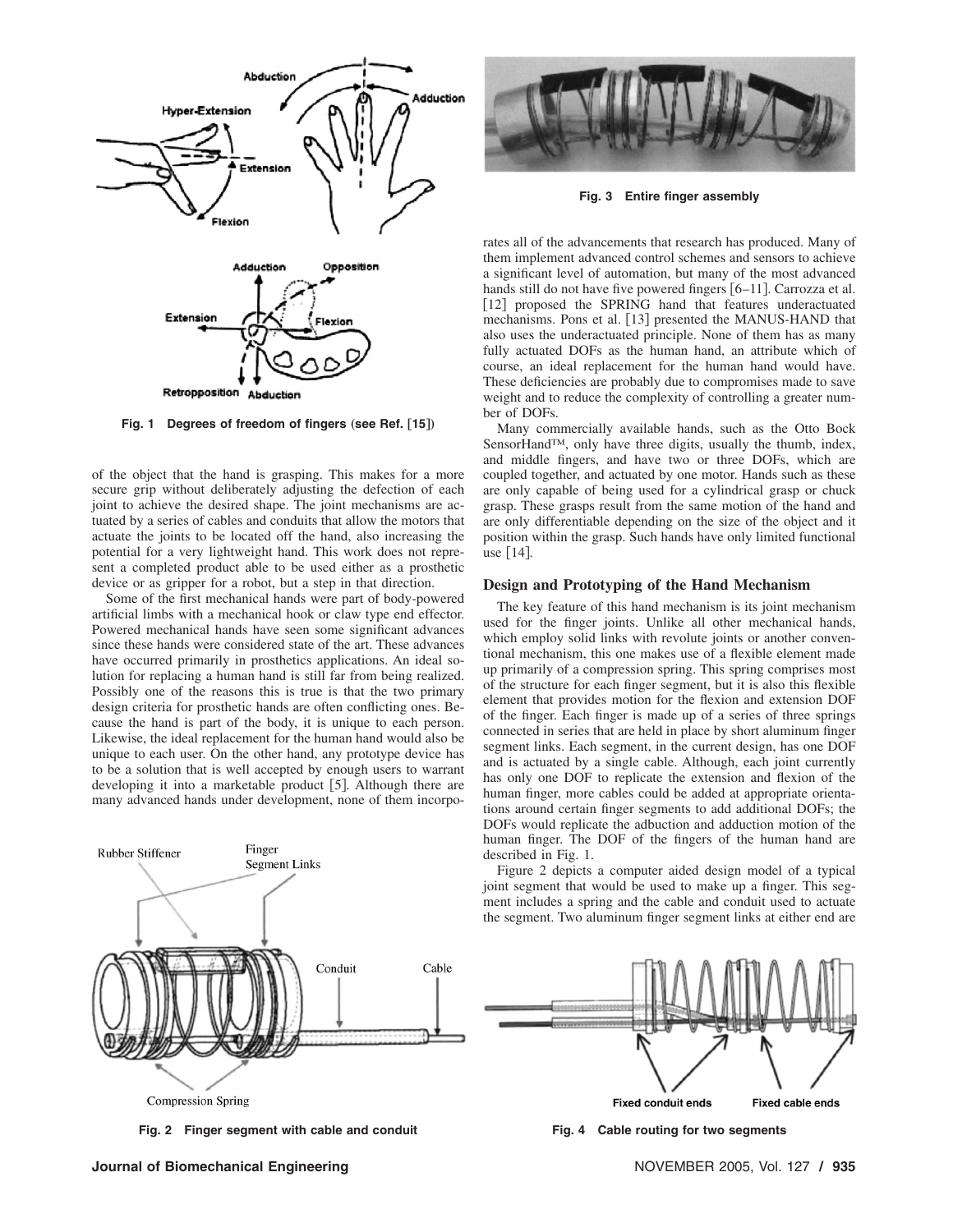Fig. 1 Degrees of freedom of fingers (see Ref. [15])

of the object that the hand is grasping. This makes for a more secure grip without deliberately adjusting the defection of each joint to achieve the desired shape. The joint mechanisms are actuated by a series of cables and conduits that allow the motors that actuate the joints to be located off the hand, also increasing the potential for a very lightweight hand. This work does not represent a completed product able to be used either as a prosthetic device or as gripper for a robot, but a step in that direction.

Some of the first mechanical hands were part of body-powered artificial limbs with a mechanical hook or claw type end effector. Powered mechanical hands have seen some significant advances since these hands were considered state of the art. These advances have occurred primarily in prosthetics applications. An ideal solution for replacing a human hand is still far from being realized. Possibly one of the reasons this is true is that the two primary design criteria for prosthetic hands are often conflicting ones. Because the hand is part of the body, it is unique to each person. Likewise, the ideal replacement for the human hand would also be unique to each user. On the other hand, any prototype device has to be a solution that is well accepted by enough users to warrant developing it into a marketable product [5]. Although there are many advanced hands under development, none of them incorporates all of the advancements that research has produced. Many of them implement advanced control schemes and sensors to achieve a significant level of automation, but many of the most advanced hands still do not have five powered fingers [6–11]. Carrozza et al. [12] proposed the SPRING hand that features underactuated mechanisms. Pons et al. [13] presented the MANUS-HAND that also uses the underactuated principle. None of them has as many fully actuated DOFs as the human hand, an attribute which of course, an ideal replacement for the human hand would have. These deficiencies are probably due to compromises made to save weight and to reduce the complexity of controlling a greater number of DOFs.

Many commercially available hands, such as the Otto Bock SensorHand™, only have three digits, usually the thumb, index, and middle fingers, and have two or three DOFs, which are coupled together, and actuated by one motor. Hands such as these are only capable of being used for a cylindrical grasp or chuck grasp. These grasps result from the same motion of the hand and are only differentiable depending on the size of the object and it position within the grasp. Such hands have only limited functional use [14].

Fig. 3 Entire finger assembly

## Design and Prototyping of the Hand Mechanism

The key feature of this hand mechanism is its joint mechanism used for the finger joints. Unlike all other mechanical hands, which employ solid links with revolute joints or another conventional mechanism, this one makes use of a flexible element made up primarily of a compression spring. This spring comprises most of the structure for each finger segment, but it is also this flexible element that provides motion for the flexion and extension DOF of the finger. Each finger is made up of a series of three springs connected in series that are held in place by short aluminum finger segment links. Each segment, in the current design, has one DOF and is actuated by a single cable. Although, each joint currently has only one DOF to replicate the extension and flexion of the human finger, more cables could be added at appropriate orientations around certain finger segments to add additional DOFs; the DOFs would replicate the adbuction and adduction motion of the human finger. The DOF of the fingers of the human hand are described in Fig. 1.

Figure 2 depicts a computer aided design model of a typical joint segment that would be used to make up a finger. This segment includes a spring and the cable and conduit used to actuate the segment. Two aluminum finger segment links at either end are

Rubber Stiffener
Finger Segment Links
Conduit
Cable
Compression Spring

Fig. 2 Finger segment with cable and conduit

Fixed conduit ends
Fixed cable ends

Fig. 4 Cable routing for two segments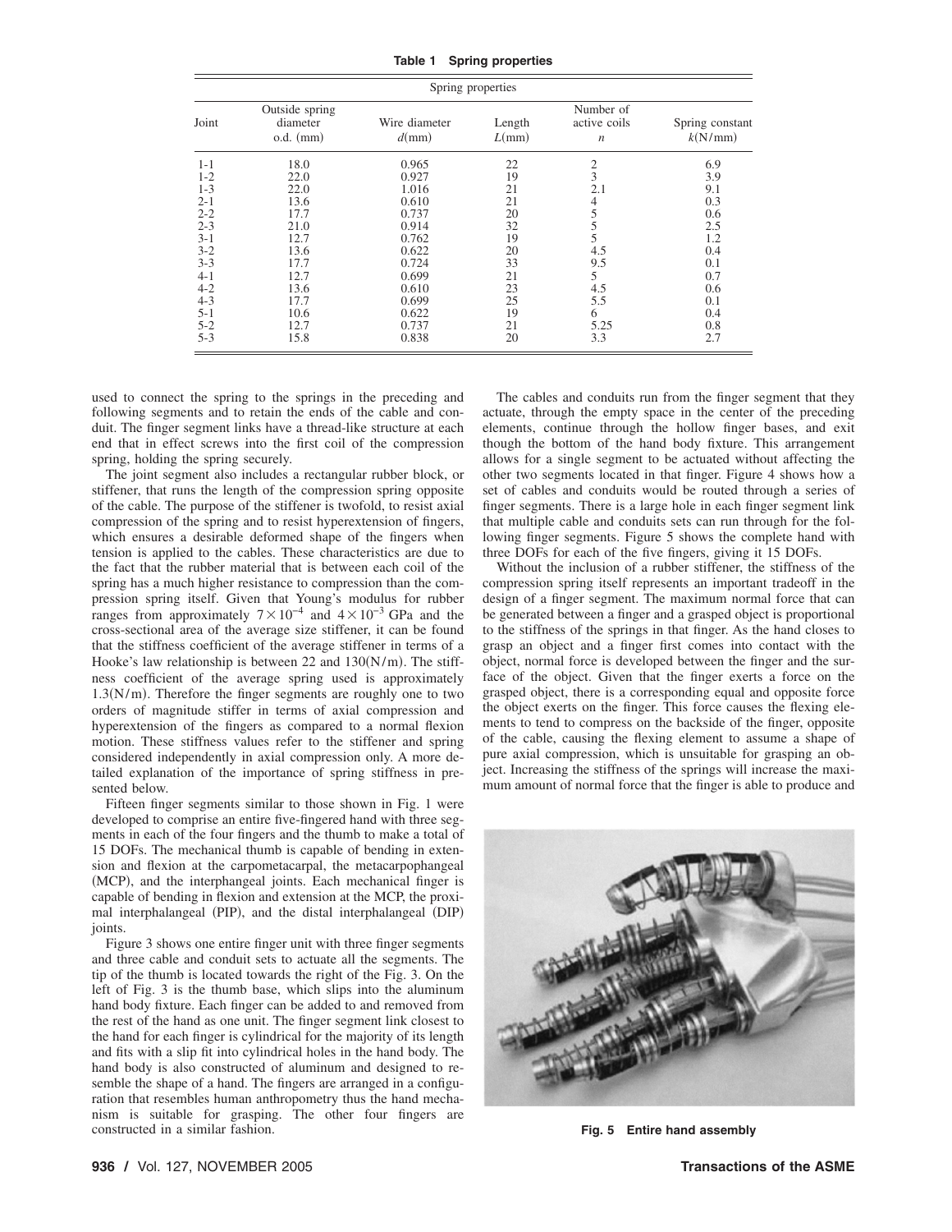**Table 1 Spring properties**

| Joint | Outside spring diameter o.d. (mm) | Wire diameter $d$(mm) | Length $L$(mm) | Number of active coils $n$ | Spring constant $k$(N/mm) |
|---|---|---|---|---|---|
| 1-1 | 18.0 | 0.965 | 22 | 2 | 6.9 |
| 1-2 | 22.0 | 0.927 | 19 | 3 | 3.9 |
| 1-3 | 22.0 | 1.016 | 21 | 2.1 | 9.1 |
| 2-1 | 13.6 | 0.610 | 21 | 4 | 0.3 |
| 2-2 | 17.7 | 0.737 | 20 | 5 | 0.6 |
| 2-3 | 21.0 | 0.914 | 32 | 5 | 2.5 |
| 3-1 | 12.7 | 0.762 | 19 | 5 | 1.2 |
| 3-2 | 13.6 | 0.622 | 20 | 4.5 | 0.4 |
| 3-3 | 17.7 | 0.724 | 33 | 9.5 | 0.1 |
| 4-1 | 12.7 | 0.699 | 21 | 5 | 0.7 |
| 4-2 | 13.6 | 0.610 | 23 | 4.5 | 0.6 |
| 4-3 | 17.7 | 0.699 | 25 | 5.5 | 0.1 |
| 5-1 | 10.6 | 0.622 | 19 | 6 | 0.4 |
| 5-2 | 12.7 | 0.737 | 21 | 5.25 | 0.8 |
| 5-3 | 15.8 | 0.838 | 20 | 3.3 | 2.7 |

used to connect the spring to the springs in the preceding and following segments and to retain the ends of the cable and conduit. The finger segment links have a thread-like structure at each end that in effect screws into the first coil of the compression spring, holding the spring securely.

The joint segment also includes a rectangular rubber block, or stiffener, that runs the length of the compression spring opposite of the cable. The purpose of the stiffener is twofold, to resist axial compression of the spring and to resist hyperextension of fingers, which ensures a desirable deformed shape of the fingers when tension is applied to the cables. These characteristics are due to the fact that the rubber material that is between each coil of the spring has a much higher resistance to compression than the compression spring itself. Given that Young's modulus for rubber ranges from approximately $7\times10^{-4}$ and $4\times10^{-3}$ GPa and the cross-sectional area of the average size stiffener, it can be found that the stiffness coefficient of the average stiffener in terms of a Hooke's law relationship is between 22 and 130(N/m). The stiffness coefficient of the average spring used is approximately 1.3(N/m). Therefore the finger segments are roughly one to two orders of magnitude stiffer in terms of axial compression and hyperextension of the fingers as compared to a normal flexion motion. These stiffness values refer to the stiffener and spring considered independently in axial compression only. A more detailed explanation of the importance of spring stiffness in presented below.

Fifteen finger segments similar to those shown in Fig. 1 were developed to comprise an entire five-fingered hand with three segments in each of the four fingers and the thumb to make a total of 15 DOFs. The mechanical thumb is capable of bending in extension and flexion at the carpometacarpal, the metacarpophangeal (MCP), and the interphangeal joints. Each mechanical finger is capable of bending in flexion and extension at the MCP, the proximal interphalangeal (PIP), and the distal interphalangeal (DIP) joints.

Figure 3 shows one entire finger unit with three finger segments and three cable and conduit sets to actuate all the segments. The tip of the thumb is located towards the right of the Fig. 3. On the left of Fig. 3 is the thumb base, which slips into the aluminum hand body fixture. Each finger can be added to and removed from the rest of the hand as one unit. The finger segment link closest to the hand for each finger is cylindrical for the majority of its length and fits with a slip fit into cylindrical holes in the hand body. The hand body is also constructed of aluminum and designed to resemble the shape of a hand. The fingers are arranged in a configuration that resembles human anthropometry thus the hand mechanism is suitable for grasping. The other four fingers are constructed in a similar fashion.

The cables and conduits run from the finger segment that they actuate, through the empty space in the center of the preceding elements, continue through the hollow finger bases, and exit though the bottom of the hand body fixture. This arrangement allows for a single segment to be actuated without affecting the other two segments located in that finger. Figure 4 shows how a set of cables and conduits would be routed through a series of finger segments. There is a large hole in each finger segment link that multiple cable and conduits sets can run through for the following finger segments. Figure 5 shows the complete hand with three DOFs for each of the five fingers, giving it 15 DOFs.

Without the inclusion of a rubber stiffener, the stiffness of the compression spring itself represents an important tradeoff in the design of a finger segment. The maximum normal force that can be generated between a finger and a grasped object is proportional to the stiffness of the springs in that finger. As the hand closes to grasp an object and a finger first comes into contact with the object, normal force is developed between the finger and the surface of the object. Given that the finger exerts a force on the grasped object, there is a corresponding equal and opposite force the object exerts on the finger. This force causes the flexing elements to tend to compress on the backside of the finger, opposite of the cable, causing the flexing element to assume a shape of pure axial compression, which is unsuitable for grasping an object. Increasing the stiffness of the springs will increase the maximum amount of normal force that the finger is able to produce and

**Fig. 5 Entire hand assembly**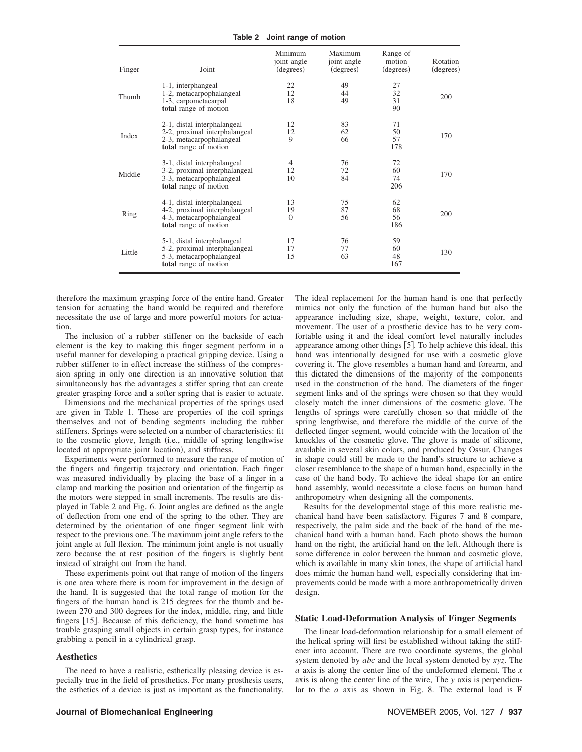**Table 2 Joint range of motion**

| Finger | Joint | Minimum joint angle (degrees) | Maximum joint angle (degrees) | Range of motion (degrees) | Rotation (degrees) |
|---|---|---|---|---|---|
| Thumb | 1-1, interphangeal | 22 | 49 | 27 | 200 |
| | 1-2, metacarpophalangeal | 12 | 44 | 32 | |
| | 1-3, carpometacarpal | 18 | 49 | 31 | |
| | **total** range of motion | | | 90 | |
| Index | 2-1, distal interphalangeal | 12 | 83 | 71 | 170 |
| | 2-2, proximal interphalangeal | 12 | 62 | 50 | |
| | 2-3, metacarpophalangeal | 9 | 66 | 57 | |
| | **total** range of motion | | | 178 | |
| Middle | 3-1, distal interphalangeal | 4 | 76 | 72 | 170 |
| | 3-2, proximal interphalangeal | 12 | 72 | 60 | |
| | 3-3, metacarpophalangeal | 10 | 84 | 74 | |
| | **total** range of motion | | | 206 | |
| Ring | 4-1, distal interphalangeal | 13 | 75 | 62 | 200 |
| | 4-2, proximal interphalangeal | 19 | 87 | 68 | |
| | 4-3, metacarpophalangeal | 0 | 56 | 56 | |
| | **total** range of motion | | | 186 | |
| Little | 5-1, distal interphalangeal | 17 | 76 | 59 | 130 |
| | 5-2, proximal interphalangeal | 17 | 77 | 60 | |
| | 5-3, metacarpophalangeal | 15 | 63 | 48 | |
| | **total** range of motion | | | 167 | |

therefore the maximum grasping force of the entire hand. Greater tension for actuating the hand would be required and therefore necessitate the use of large and more powerful motors for actuation.

The inclusion of a rubber stiffener on the backside of each element is the key to making this finger segment perform in a useful manner for developing a practical gripping device. Using a rubber stiffener to in effect increase the stiffness of the compression spring in only one direction is an innovative solution that simultaneously has the advantages a stiffer spring that can create greater grasping force and a softer spring that is easier to actuate.

Dimensions and the mechanical properties of the springs used are given in Table 1. These are properties of the coil springs themselves and not of bending segments including the rubber stiffeners. Springs were selected on a number of characteristics: fit to the cosmetic glove, length (i.e., middle of spring lengthwise located at appropriate joint location), and stiffness.

Experiments were performed to measure the range of motion of the fingers and fingertip trajectory and orientation. Each finger was measured individually by placing the base of a finger in a clamp and marking the position and orientation of the fingertip as the motors were stepped in small increments. The results are displayed in Table 2 and Fig. 6. Joint angles are defined as the angle of deflection from one end of the spring to the other. They are determined by the orientation of one finger segment link with respect to the previous one. The maximum joint angle refers to the joint angle at full flexion. The minimum joint angle is not usually zero because the at rest position of the fingers is slightly bent instead of straight out from the hand.

These experiments point out that range of motion of the fingers is one area where there is room for improvement in the design of the hand. It is suggested that the total range of motion for the fingers of the human hand is 215 degrees for the thumb and between 270 and 300 degrees for the index, middle, ring, and little fingers [15]. Because of this deficiency, the hand sometime has trouble grasping small objects in certain grasp types, for instance grabbing a pencil in a cylindrical grasp.

### Aesthetics

The need to have a realistic, esthetically pleasing device is especially true in the field of prosthetics. For many prosthesis users, the esthetics of a device is just as important as the functionality. The ideal replacement for the human hand is one that perfectly mimics not only the function of the human hand but also the appearance including size, shape, weight, texture, color, and movement. The user of a prosthetic device has to be very comfortable using it and the ideal comfort level naturally includes appearance among other things [5]. To help achieve this ideal, this hand was intentionally designed for use with a cosmetic glove covering it. The glove resembles a human hand and forearm, and this dictated the dimensions of the majority of the components used in the construction of the hand. The diameters of the finger segment links and of the springs were chosen so that they would closely match the inner dimensions of the cosmetic glove. The lengths of springs were carefully chosen so that middle of the spring lengthwise, and therefore the middle of the curve of the deflected finger segment, would coincide with the location of the knuckles of the cosmetic glove. The glove is made of silicone, available in several skin colors, and produced by Ossur. Changes in shape could still be made to the hand's structure to achieve a closer resemblance to the shape of a human hand, especially in the case of the hand body. To achieve the ideal shape for an entire hand assembly, would necessitate a close focus on human hand anthropometry when designing all the components.

Results for the developmental stage of this more realistic mechanical hand have been satisfactory. Figures 7 and 8 compare, respectively, the palm side and the back of the hand of the mechanical hand with a human hand. Each photo shows the human hand on the right, the artificial hand on the left. Although there is some difference in color between the human and cosmetic glove, which is available in many skin tones, the shape of artificial hand does mimic the human hand well, especially considering that improvements could be made with a more anthropometrically driven design.

### Static Load-Deformation Analysis of Finger Segments

The linear load-deformation relationship for a small element of the helical spring will first be established without taking the stiffener into account. There are two coordinate systems, the global system denoted by *abc* and the local system denoted by *xyz*. The *a* axis is along the center line of the undeformed element. The *x* axis is along the center line of the wire, The *y* axis is perpendicular to the *a* axis as shown in Fig. 8. The external load is **F**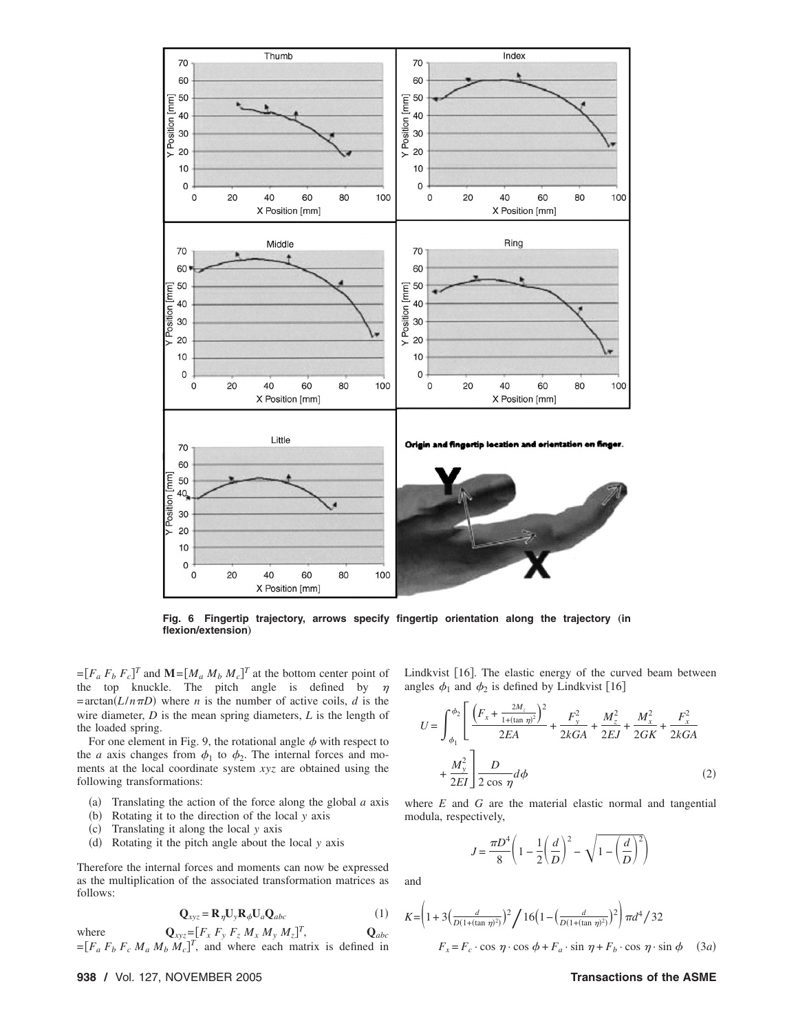Fig. 6 Fingertip trajectory, arrows specify fingertip orientation along the trajectory (in flexion/extension)

$=[F_a\ F_b\ F_c]^T$ and $\mathbf{M}=[M_a\ M_b\ M_c]^T$ at the bottom center point of the top knuckle. The pitch angle is defined by $\eta = \arctan(L/n\pi D)$ where $n$ is the number of active coils, $d$ is the wire diameter, $D$ is the mean spring diameters, $L$ is the length of the loaded spring.

For one element in Fig. 9, the rotational angle $\phi$ with respect to the $a$ axis changes from $\phi_1$ to $\phi_2$. The internal forces and moments at the local coordinate system $xyz$ are obtained using the following transformations:

(a) Translating the action of the force along the global $a$ axis
(b) Rotating it to the direction of the local $y$ axis
(c) Translating it along the local $y$ axis
(d) Rotating it the pitch angle about the local $y$ axis

Therefore the internal forces and moments can now be expressed as the multiplication of the associated transformation matrices as follows:

$$\mathbf{Q}_{xyz} = \mathbf{R}_\eta \mathbf{U}_y \mathbf{R}_\phi \mathbf{U}_a \mathbf{Q}_{abc} \tag{1}$$

where $\mathbf{Q}_{xyz}=[F_x\ F_y\ F_z\ M_x\ M_y\ M_z]^T$, $\mathbf{Q}_{abc}=[F_a\ F_b\ F_c\ M_a\ M_b\ M_c]^T$, and where each matrix is defined in Lindkvist [16]. The elastic energy of the curved beam between angles $\phi_1$ and $\phi_2$ is defined by Lindkvist [16]

$$U = \int_{\phi_1}^{\phi_2} \left[ \frac{\left(F_x + \frac{2M_z}{1+(\tan\eta)^2}\right)^2}{2EA} + \frac{F_y^2}{2kGA} + \frac{M_z^2}{2EJ} + \frac{M_x^2}{2GK} + \frac{F_x^2}{2kGA} + \frac{M_y^2}{2EI} \right] \frac{D}{2\cos\eta} d\phi \tag{2}$$

where $E$ and $G$ are the material elastic normal and tangential modula, respectively,

$$J = \frac{\pi D^4}{8}\left(1 - \frac{1}{2}\left(\frac{d}{D}\right)^2 - \sqrt{1-\left(\frac{d}{D}\right)^2}\right)$$

and

$$K = \left(1 + 3\left(\frac{d}{D(1+(\tan\eta)^2)}\right)^2 \Big/ 16\left(1 - \left(\frac{d}{D(1+(\tan\eta)^2)}\right)^2\right)\right)\pi d^4/32$$

$$F_x = F_c \cdot \cos\eta \cdot \cos\phi + F_a \cdot \sin\eta + F_b \cdot \cos\eta \cdot \sin\phi \tag{3a}$$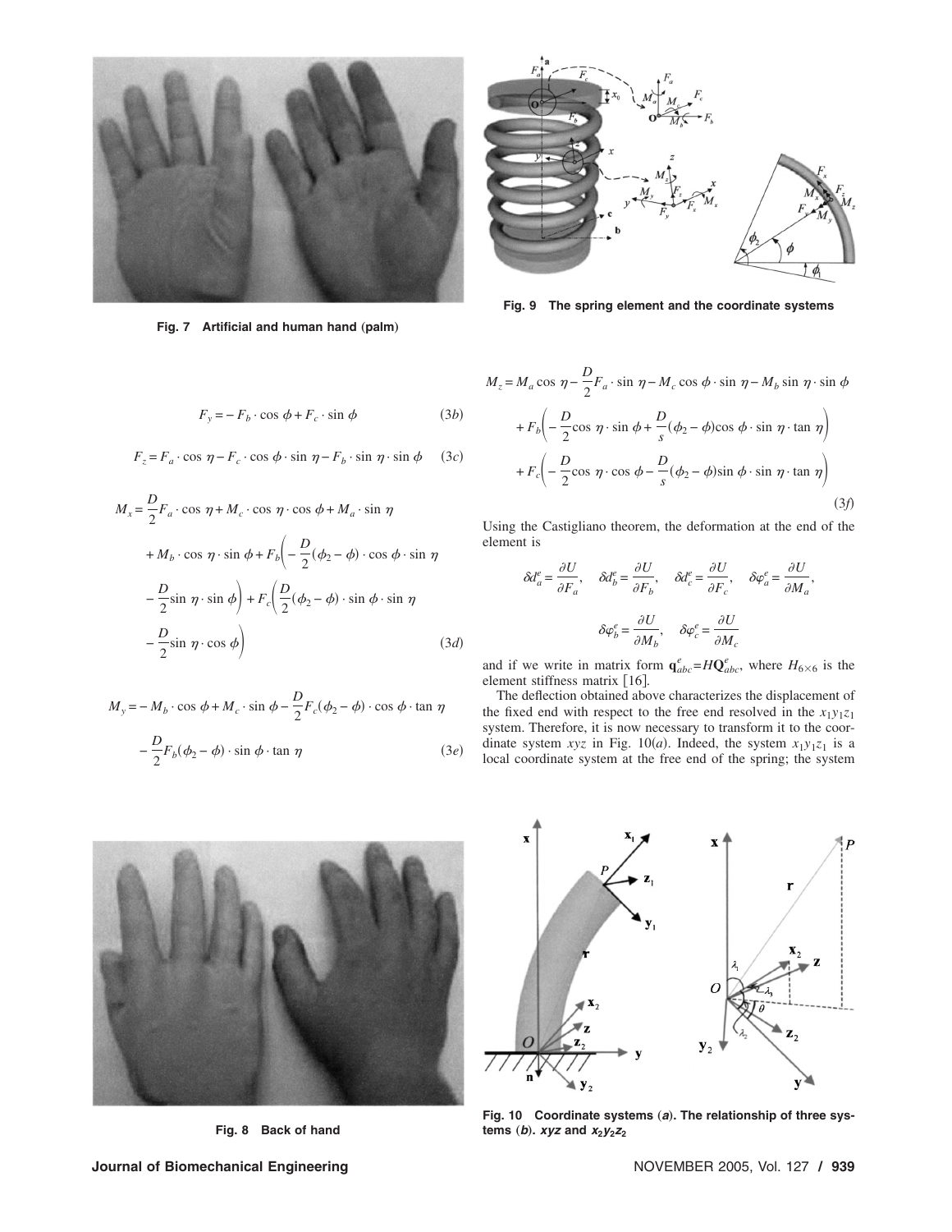Fig. 7 Artificial and human hand (palm)

Fig. 9 The spring element and the coordinate systems

$$F_y = -F_b \cdot \cos\phi + F_c \cdot \sin\phi \tag{3b}$$

$$F_z = F_a \cdot \cos\eta - F_c \cdot \cos\phi \cdot \sin\eta - F_b \cdot \sin\eta \cdot \sin\phi \tag{3c}$$

$$M_x = \frac{D}{2}F_a \cdot \cos\eta + M_c \cdot \cos\eta \cdot \cos\phi + M_a \cdot \sin\eta + M_b \cdot \cos\eta \cdot \sin\phi + F_b\left(-\frac{D}{2}(\phi_2-\phi)\cdot\cos\phi\cdot\sin\eta - \frac{D}{2}\sin\eta\cdot\sin\phi\right) + F_c\left(\frac{D}{2}(\phi_2-\phi)\cdot\sin\phi\cdot\sin\eta - \frac{D}{2}\sin\eta\cdot\cos\phi\right) \tag{3d}$$

$$M_y = -M_b \cdot \cos\phi + M_c \cdot \sin\phi - \frac{D}{2}F_c(\phi_2-\phi)\cdot\cos\phi\cdot\tan\eta - \frac{D}{2}F_b(\phi_2-\phi)\cdot\sin\phi\cdot\tan\eta \tag{3e}$$

$$M_z = M_a\cos\eta - \frac{D}{2}F_a\cdot\sin\eta - M_c\cos\phi\cdot\sin\eta - M_b\sin\eta\cdot\sin\phi + F_b\left(-\frac{D}{2}\cos\eta\cdot\sin\phi + \frac{D}{s}(\phi_2-\phi)\cos\phi\cdot\sin\eta\cdot\tan\eta\right) + F_c\left(-\frac{D}{2}\cos\eta\cdot\cos\phi - \frac{D}{s}(\phi_2-\phi)\sin\phi\cdot\sin\eta\cdot\tan\eta\right) \tag{3f}$$

Using the Castigliano theorem, the deformation at the end of the element is

$$\delta d_a^e = \frac{\partial U}{\partial F_a}, \quad \delta d_b^e = \frac{\partial U}{\partial F_b}, \quad \delta d_c^e = \frac{\partial U}{\partial F_c}, \quad \delta\varphi_a^e = \frac{\partial U}{\partial M_a},$$

$$\delta\varphi_b^e = \frac{\partial U}{\partial M_b}, \quad \delta\varphi_c^e = \frac{\partial U}{\partial M_c}$$

and if we write in matrix form $\mathbf{q}_{abc}^e = H\mathbf{Q}_{abc}^e$, where $H_{6\times6}$ is the element stiffness matrix [16].

The deflection obtained above characterizes the displacement of the fixed end with respect to the free end resolved in the $x_1y_1z_1$ system. Therefore, it is now necessary to transform it to the coordinate system $xyz$ in Fig. 10(*a*). Indeed, the system $x_1y_1z_1$ is a local coordinate system at the free end of the spring; the system

Fig. 8 Back of hand

Fig. 10 Coordinate systems (*a*). The relationship of three systems (*b*). ***xyz*** and ***$x_2y_2z_2$***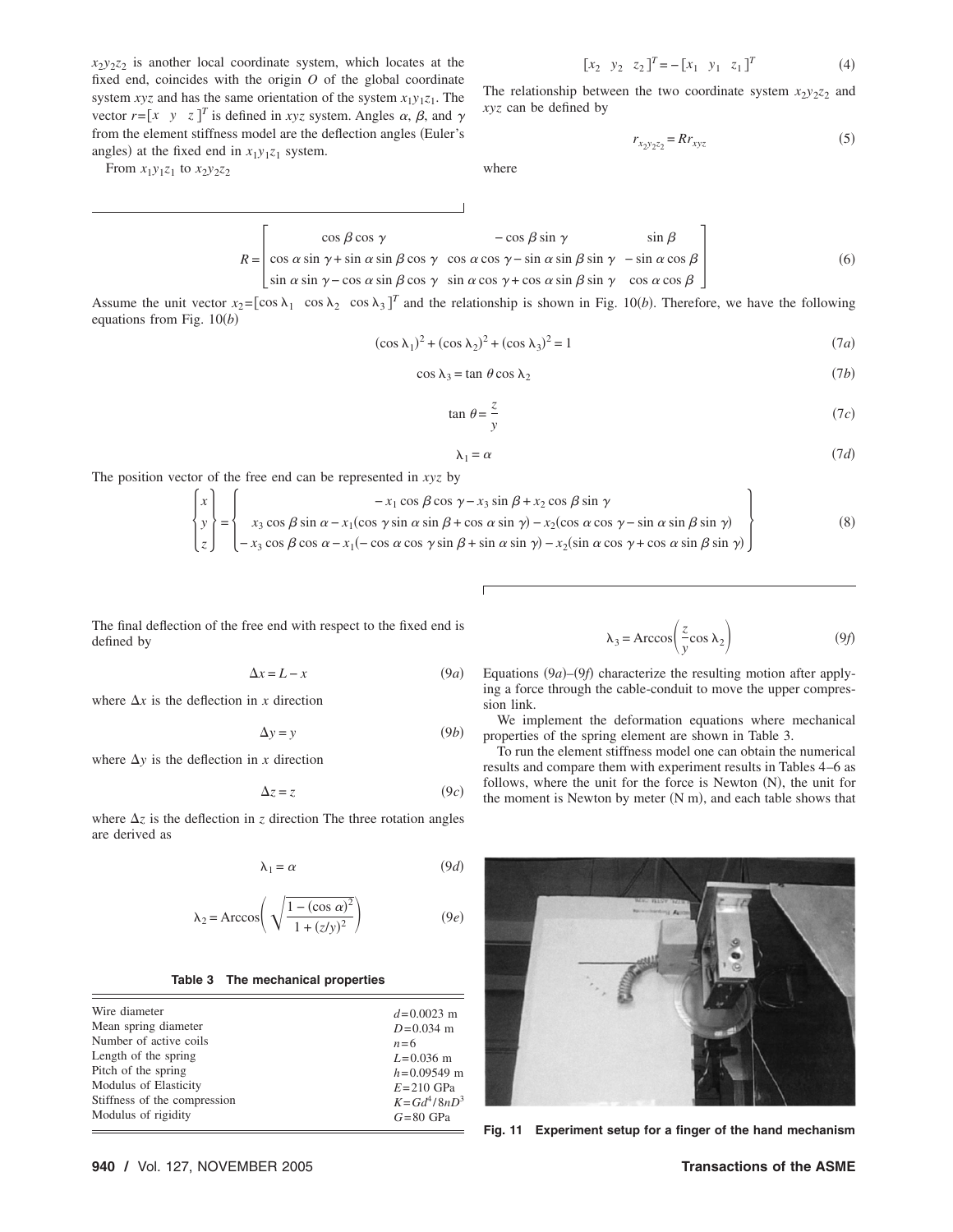$x_2y_2z_2$ is another local coordinate system, which locates at the fixed end, coincides with the origin $O$ of the global coordinate system $xyz$ and has the same orientation of the system $x_1y_1z_1$. The vector $r=[x \quad y \quad z]^T$ is defined in $xyz$ system. Angles $\alpha$, $\beta$, and $\gamma$ from the element stiffness model are the deflection angles (Euler's angles) at the fixed end in $x_1y_1z_1$ system.

From $x_1y_1z_1$ to $x_2y_2z_2$

$$[x_2 \quad y_2 \quad z_2]^T = -[x_1 \quad y_1 \quad z_1]^T \tag{4}$$

The relationship between the two coordinate system $x_2y_2z_2$ and $xyz$ can be defined by

$$r_{x_2y_2z_2} = Rr_{xyz} \tag{5}$$

where

$$R = \begin{bmatrix} \cos\beta\cos\gamma & -\cos\beta\sin\gamma & \sin\beta \\ \cos\alpha\sin\gamma + \sin\alpha\sin\beta\cos\gamma & \cos\alpha\cos\gamma - \sin\alpha\sin\beta\sin\gamma & -\sin\alpha\cos\beta \\ \sin\alpha\sin\gamma - \cos\alpha\sin\beta\cos\gamma & \sin\alpha\cos\gamma + \cos\alpha\sin\beta\sin\gamma & \cos\alpha\cos\beta \end{bmatrix} \tag{6}$$

Assume the unit vector $x_2=[\cos\lambda_1 \quad \cos\lambda_2 \quad \cos\lambda_3]^T$ and the relationship is shown in Fig. 10(*b*). Therefore, we have the following equations from Fig. 10(*b*)

$$(\cos\lambda_1)^2 + (\cos\lambda_2)^2 + (\cos\lambda_3)^2 = 1 \tag{7a}$$

$$\cos\lambda_3 = \tan\theta\cos\lambda_2 \tag{7b}$$

$$\tan\theta = \frac{z}{y} \tag{7c}$$

$$\lambda_1 = \alpha \tag{7d}$$

The position vector of the free end can be represented in $xyz$ by

$$\begin{Bmatrix} x \\ y \\ z \end{Bmatrix} = \begin{Bmatrix} -x_1\cos\beta\cos\gamma - x_3\sin\beta + x_2\cos\beta\sin\gamma \\ x_3\cos\beta\sin\alpha - x_1(\cos\gamma\sin\alpha\sin\beta + \cos\alpha\sin\gamma) - x_2(\cos\alpha\cos\gamma - \sin\alpha\sin\beta\sin\gamma) \\ -x_3\cos\beta\cos\alpha - x_1(-\cos\alpha\cos\gamma\sin\beta + \sin\alpha\sin\gamma) - x_2(\sin\alpha\cos\gamma + \cos\alpha\sin\beta\sin\gamma) \end{Bmatrix} \tag{8}$$

The final deflection of the free end with respect to the fixed end is defined by

$$\Delta x = L - x \tag{9a}$$

where $\Delta x$ is the deflection in $x$ direction

$$\Delta y = y \tag{9b}$$

where $\Delta y$ is the deflection in $x$ direction

$$\Delta z = z \tag{9c}$$

where $\Delta z$ is the deflection in $z$ direction The three rotation angles are derived as

$$\lambda_1 = \alpha \tag{9d}$$

$$\lambda_2 = \text{Arccos}\left(\sqrt{\frac{1-(\cos\alpha)^2}{1+(z/y)^2}}\right) \tag{9e}$$

$$\lambda_3 = \text{Arccos}\left(\frac{z}{y}\cos\lambda_2\right) \tag{9f}$$

Equations (9*a*)–(9*f*) characterize the resulting motion after applying a force through the cable-conduit to move the upper compression link.

We implement the deformation equations where mechanical properties of the spring element are shown in Table 3.

To run the element stiffness model one can obtain the numerical results and compare them with experiment results in Tables 4–6 as follows, where the unit for the force is Newton (N), the unit for the moment is Newton by meter (N m), and each table shows that

**Table 3 The mechanical properties**

| | |
|---|---|
| Wire diameter | $d=0.0023$ m |
| Mean spring diameter | $D=0.034$ m |
| Number of active coils | $n=6$ |
| Length of the spring | $L=0.036$ m |
| Pitch of the spring | $h=0.09549$ m |
| Modulus of Elasticity | $E=210$ GPa |
| Stiffness of the compression | $K=Gd^4/8nD^3$ |
| Modulus of rigidity | $G=80$ GPa |

**Fig. 11 Experiment setup for a finger of the hand mechanism**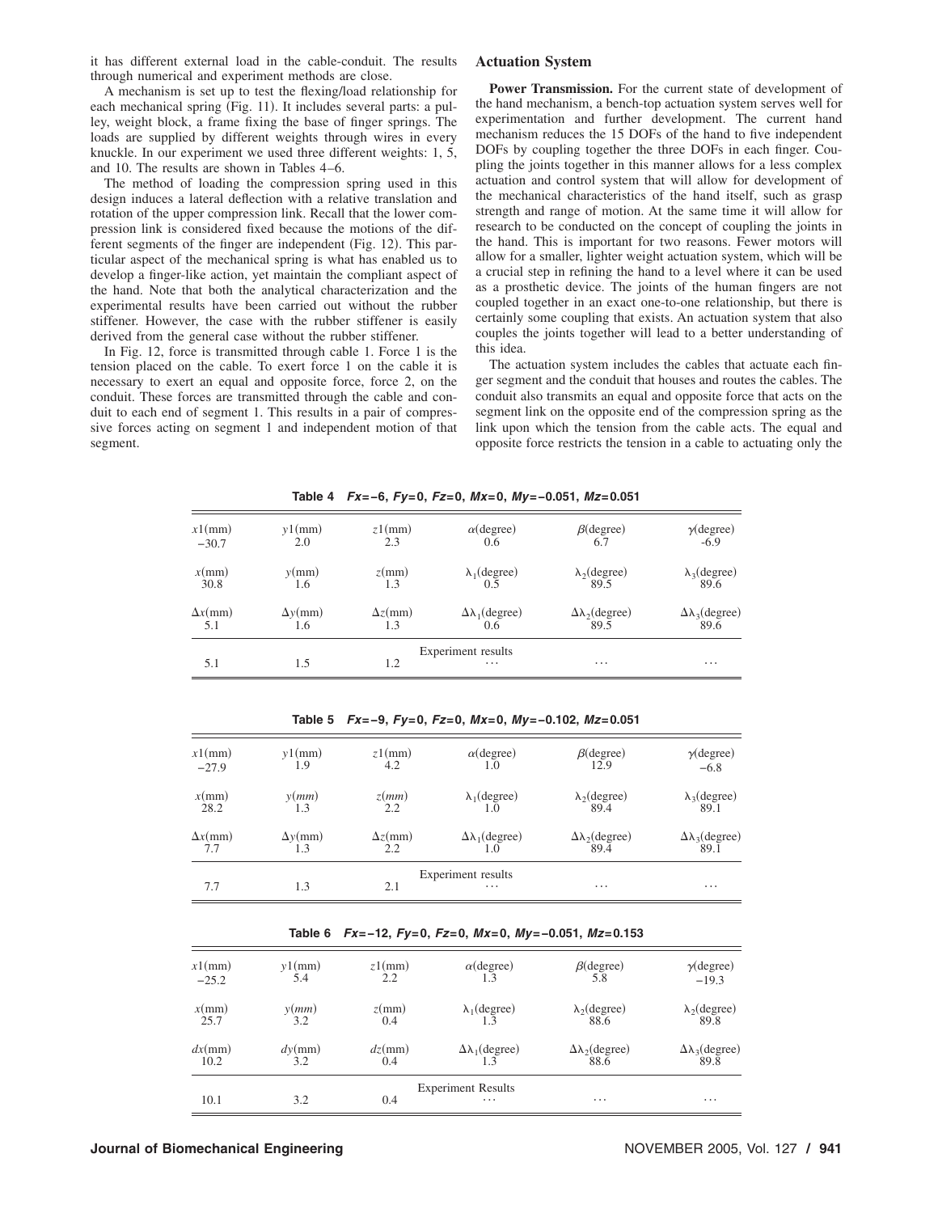it has different external load in the cable-conduit. The results through numerical and experiment methods are close.

A mechanism is set up to test the flexing/load relationship for each mechanical spring (Fig. 11). It includes several parts: a pulley, weight block, a frame fixing the base of finger springs. The loads are supplied by different weights through wires in every knuckle. In our experiment we used three different weights: 1, 5, and 10. The results are shown in Tables 4–6.

The method of loading the compression spring used in this design induces a lateral deflection with a relative translation and rotation of the upper compression link. Recall that the lower compression link is considered fixed because the motions of the different segments of the finger are independent (Fig. 12). This particular aspect of the mechanical spring is what has enabled us to develop a finger-like action, yet maintain the compliant aspect of the hand. Note that both the analytical characterization and the experimental results have been carried out without the rubber stiffener. However, the case with the rubber stiffener is easily derived from the general case without the rubber stiffener.

In Fig. 12, force is transmitted through cable 1. Force 1 is the tension placed on the cable. To exert force 1 on the cable it is necessary to exert an equal and opposite force, force 2, on the conduit. These forces are transmitted through the cable and conduit to each end of segment 1. This results in a pair of compressive forces acting on segment 1 and independent motion of that segment.

## Actuation System

**Power Transmission.** For the current state of development of the hand mechanism, a bench-top actuation system serves well for experimentation and further development. The current hand mechanism reduces the 15 DOFs of the hand to five independent DOFs by coupling together the three DOFs in each finger. Coupling the joints together in this manner allows for a less complex actuation and control system that will allow for development of the mechanical characteristics of the hand itself, such as grasp strength and range of motion. At the same time it will allow for research to be conducted on the concept of coupling the joints in the hand. This is important for two reasons. Fewer motors will allow for a smaller, lighter weight actuation system, which will be a crucial step in refining the hand to a level where it can be used as a prosthetic device. The joints of the human fingers are not coupled together in an exact one-to-one relationship, but there is certainly some coupling that exists. An actuation system that also couples the joints together will lead to a better understanding of this idea.

The actuation system includes the cables that actuate each finger segment and the conduit that houses and routes the cables. The conduit also transmits an equal and opposite force that acts on the segment link on the opposite end of the compression spring as the link upon which the tension from the cable acts. The equal and opposite force restricts the tension in a cable to actuating only the

**Table 4** $Fx=-6$, $Fy=0$, $Fz=0$, $Mx=0$, $My=-0.051$, $Mz=0.051$

| $x1$(mm) | $y1$(mm) | $z1$(mm) | $\alpha$(degree) | $\beta$(degree) | $\gamma$(degree) |
|---|---|---|---|---|---|
| −30.7 | 2.0 | 2.3 | 0.6 | 6.7 | -6.9 |
| $x$(mm) | $y$(mm) | $z$(mm) | $\lambda_1$(degree) | $\lambda_2$(degree) | $\lambda_3$(degree) |
| 30.8 | 1.6 | 1.3 | 0.5 | 89.5 | 89.6 |
| $\Delta x$(mm) | $\Delta y$(mm) | $\Delta z$(mm) | $\Delta\lambda_1$(degree) | $\Delta\lambda_2$(degree) | $\Delta\lambda_3$(degree) |
| 5.1 | 1.6 | 1.3 | 0.6 | 89.5 | 89.6 |
| | | | Experiment results | | |
| 5.1 | 1.5 | 1.2 | … | … | … |

**Table 5** $Fx=-9$, $Fy=0$, $Fz=0$, $Mx=0$, $My=-0.102$, $Mz=0.051$

| $x1$(mm) | $y1$(mm) | $z1$(mm) | $\alpha$(degree) | $\beta$(degree) | $\gamma$(degree) |
|---|---|---|---|---|---|
| −27.9 | 1.9 | 4.2 | 1.0 | 12.9 | −6.8 |
| $x$(mm) | $y$(mm) | $z$(mm) | $\lambda_1$(degree) | $\lambda_2$(degree) | $\lambda_3$(degree) |
| 28.2 | 1.3 | 2.2 | 1.0 | 89.4 | 89.1 |
| $\Delta x$(mm) | $\Delta y$(mm) | $\Delta z$(mm) | $\Delta\lambda_1$(degree) | $\Delta\lambda_2$(degree) | $\Delta\lambda_3$(degree) |
| 7.7 | 1.3 | 2.2 | 1.0 | 89.4 | 89.1 |
| | | | Experiment results | | |
| 7.7 | 1.3 | 2.1 | … | … | … |

**Table 6** $Fx=-12$, $Fy=0$, $Fz=0$, $Mx=0$, $My=-0.051$, $Mz=0.153$

| $x1$(mm) | $y1$(mm) | $z1$(mm) | $\alpha$(degree) | $\beta$(degree) | $\gamma$(degree) |
|---|---|---|---|---|---|
| −25.2 | 5.4 | 2.2 | 1.3 | 5.8 | −19.3 |
| $x$(mm) | $y$(mm) | $z$(mm) | $\lambda_1$(degree) | $\lambda_2$(degree) | $\lambda_2$(degree) |
| 25.7 | 3.2 | 0.4 | 1.3 | 88.6 | 89.8 |
| $dx$(mm) | $dy$(mm) | $dz$(mm) | $\Delta\lambda_1$(degree) | $\Delta\lambda_2$(degree) | $\Delta\lambda_3$(degree) |
| 10.2 | 3.2 | 0.4 | 1.3 | 88.6 | 89.8 |
| | | | Experiment Results | | |
| 10.1 | 3.2 | 0.4 | … | … | … |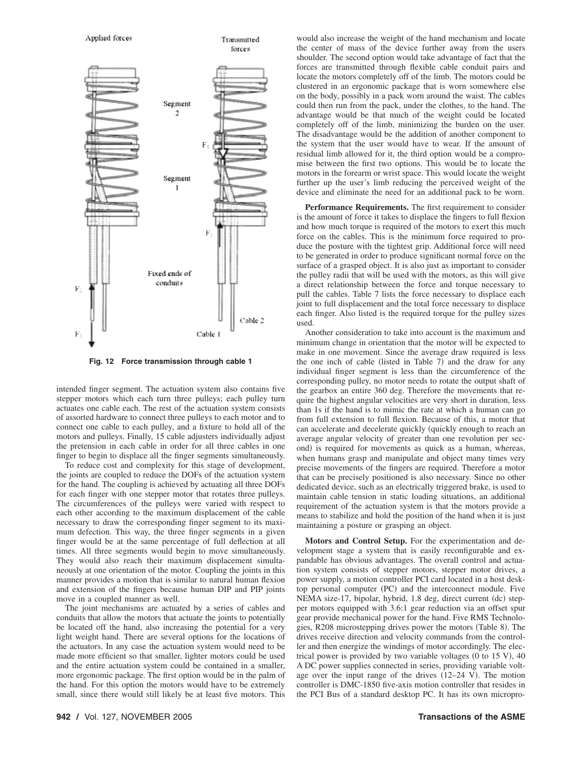Applied forces

Transmitted forces

Segment 2

Segment 1

$F_1$

$F_2$

Fixed ends of conduits

$F_2$

$F_1$

Cable 1

Cable 2

**Fig. 12 Force transmission through cable 1**

intended finger segment. The actuation system also contains five stepper motors which each turn three pulleys; each pulley turn actuates one cable each. The rest of the actuation system consists of assorted hardware to connect three pulleys to each motor and to connect one cable to each pulley, and a fixture to hold all of the motors and pulleys. Finally, 15 cable adjusters individually adjust the pretension in each cable in order for all three cables in one finger to begin to displace all the finger segments simultaneously.

To reduce cost and complexity for this stage of development, the joints are coupled to reduce the DOFs of the actuation system for the hand. The coupling is achieved by actuating all three DOFs for each finger with one stepper motor that rotates three pulleys. The circumferences of the pulleys were varied with respect to each other according to the maximum displacement of the cable necessary to draw the corresponding finger segment to its maximum defection. This way, the three finger segments in a given finger would be at the same percentage of full deflection at all times. All three segments would begin to move simultaneously. They would also reach their maximum displacement simultaneously at one orientation of the motor. Coupling the joints in this manner provides a motion that is similar to natural human flexion and extension of the fingers because human DIP and PIP joints move in a coupled manner as well.

The joint mechanisms are actuated by a series of cables and conduits that allow the motors that actuate the joints to potentially be located off the hand, also increasing the potential for a very light weight hand. There are several options for the locations of the actuators. In any case the actuation system would need to be made more efficient so that smaller, lighter motors could be used and the entire actuation system could be contained in a smaller, more ergonomic package. The first option would be in the palm of the hand. For this option the motors would have to be extremely small, since there would still likely be at least five motors. This would also increase the weight of the hand mechanism and locate the center of mass of the device further away from the users shoulder. The second option would take advantage of fact that the forces are transmitted through flexible cable conduit pairs and locate the motors completely off of the limb. The motors could be clustered in an ergonomic package that is worn somewhere else on the body, possibly in a pack worn around the waist. The cables could then run from the pack, under the clothes, to the hand. The advantage would be that much of the weight could be located completely off of the limb, minimizing the burden on the user. The disadvantage would be the addition of another component to the system that the user would have to wear. If the amount of residual limb allowed for it, the third option would be a compromise between the first two options. This would be to locate the motors in the forearm or wrist space. This would locate the weight further up the user's limb reducing the perceived weight of the device and eliminate the need for an additional pack to be worn.

**Performance Requirements.** The first requirement to consider is the amount of force it takes to displace the fingers to full flexion and how much torque is required of the motors to exert this much force on the cables. This is the minimum force required to produce the posture with the tightest grip. Additional force will need to be generated in order to produce significant normal force on the surface of a grasped object. It is also just as important to consider the pulley radii that will be used with the motors, as this will give a direct relationship between the force and torque necessary to pull the cables. Table 7 lists the force necessary to displace each joint to full displacement and the total force necessary to displace each finger. Also listed is the required torque for the pulley sizes used.

Another consideration to take into account is the maximum and minimum change in orientation that the motor will be expected to make in one movement. Since the average draw required is less the one inch of cable (listed in Table 7) and the draw for any individual finger segment is less than the circumference of the corresponding pulley, no motor needs to rotate the output shaft of the gearbox an entire 360 deg. Therefore the movements that require the highest angular velocities are very short in duration, less than 1s if the hand is to mimic the rate at which a human can go from full extension to full flexion. Because of this, a motor that can accelerate and decelerate quickly (quickly enough to reach an average angular velocity of greater than one revolution per second) is required for movements as quick as a human, whereas, when humans grasp and manipulate and object many times very precise movements of the fingers are required. Therefore a motor that can be precisely positioned is also necessary. Since no other dedicated device, such as an electrically triggered brake, is used to maintain cable tension in static loading situations, an additional requirement of the actuation system is that the motors provide a means to stabilize and hold the position of the hand when it is just maintaining a posture or grasping an object.

**Motors and Control Setup.** For the experimentation and development stage a system that is easily reconfigurable and expandable has obvious advantages. The overall control and actuation system consists of stepper motors, stepper motor drives, a power supply, a motion controller PCI card located in a host desktop personal computer (PC) and the interconnect module. Five NEMA size-17, bipolar, hybrid, 1.8 deg, direct current (dc) stepper motors equipped with 3.6:1 gear reduction via an offset spur gear provide mechanical power for the hand. Five RMS Technologies, R208 microstepping drives power the motors (Table 8). The drives receive direction and velocity commands from the controller and then energize the windings of motor accordingly. The electrical power is provided by two variable voltages (0 to 15 V), 40 A DC power supplies connected in series, providing variable voltage over the input range of the drives (12–24 V). The motion controller is DMC-1850 five-axis motion controller that resides in the PCI Bus of a standard desktop PC. It has its own micropro-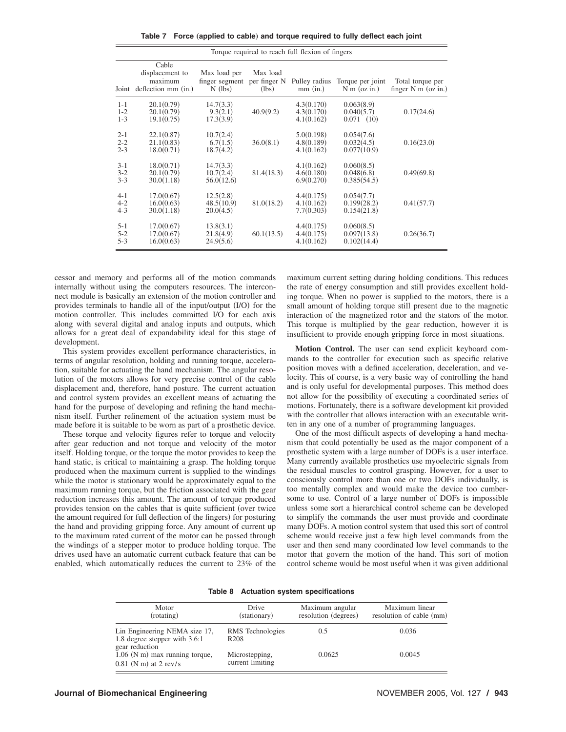**Table 7 Force (applied to cable) and torque required to fully deflect each joint**

| Torque required to reach full flexion of fingers | | | | | | |
|---|---|---|---|---|---|---|
| Joint | Cable displacement to maximum deflection mm (in.) | Max load per finger segment N (lbs) | Max load per finger N (lbs) | Pulley radius mm (in.) | Torque per joint N m (oz in.) | Total torque per finger N m (oz in.) |
| 1-1 | 20.1(0.79) | 14.7(3.3) | | 4.3(0.170) | 0.063(8.9) | |
| 1-2 | 20.1(0.79) | 9.3(2.1) | 40.9(9.2) | 4.3(0.170) | 0.040(5.7) | 0.17(24.6) |
| 1-3 | 19.1(0.75) | 17.3(3.9) | | 4.1(0.162) | 0.071 (10) | |
| 2-1 | 22.1(0.87) | 10.7(2.4) | | 5.0(0.198) | 0.054(7.6) | |
| 2-2 | 21.1(0.83) | 6.7(1.5) | 36.0(8.1) | 4.8(0.189) | 0.032(4.5) | 0.16(23.0) |
| 2-3 | 18.0(0.71) | 18.7(4.2) | | 4.1(0.162) | 0.077(10.9) | |
| 3-1 | 18.0(0.71) | 14.7(3.3) | | 4.1(0.162) | 0.060(8.5) | |
| 3-2 | 20.1(0.79) | 10.7(2.4) | 81.4(18.3) | 4.6(0.180) | 0.048(6.8) | 0.49(69.8) |
| 3-3 | 30.0(1.18) | 56.0(12.6) | | 6.9(0.270) | 0.385(54.5) | |
| 4-1 | 17.0(0.67) | 12.5(2.8) | | 4.4(0.175) | 0.054(7.7) | |
| 4-2 | 16.0(0.63) | 48.5(10.9) | 81.0(18.2) | 4.1(0.162) | 0.199(28.2) | 0.41(57.7) |
| 4-3 | 30.0(1.18) | 20.0(4.5) | | 7.7(0.303) | 0.154(21.8) | |
| 5-1 | 17.0(0.67) | 13.8(3.1) | | 4.4(0.175) | 0.060(8.5) | |
| 5-2 | 17.0(0.67) | 21.8(4.9) | 60.1(13.5) | 4.4(0.175) | 0.097(13.8) | 0.26(36.7) |
| 5-3 | 16.0(0.63) | 24.9(5.6) | | 4.1(0.162) | 0.102(14.4) | |

cessor and memory and performs all of the motion commands internally without using the computers resources. The interconnect module is basically an extension of the motion controller and provides terminals to handle all of the input/output (I/O) for the motion controller. This includes committed I/O for each axis along with several digital and analog inputs and outputs, which allows for a great deal of expandability ideal for this stage of development.

This system provides excellent performance characteristics, in terms of angular resolution, holding and running torque, acceleration, suitable for actuating the hand mechanism. The angular resolution of the motors allows for very precise control of the cable displacement and, therefore, hand posture. The current actuation and control system provides an excellent means of actuating the hand for the purpose of developing and refining the hand mechanism itself. Further refinement of the actuation system must be made before it is suitable to be worn as part of a prosthetic device.

These torque and velocity figures refer to torque and velocity after gear reduction and not torque and velocity of the motor itself. Holding torque, or the torque the motor provides to keep the hand static, is critical to maintaining a grasp. The holding torque produced when the maximum current is supplied to the windings while the motor is stationary would be approximately equal to the maximum running torque, but the friction associated with the gear reduction increases this amount. The amount of torque produced provides tension on the cables that is quite sufficient (over twice the amount required for full deflection of the fingers) for posturing the hand and providing gripping force. Any amount of current up to the maximum rated current of the motor can be passed through the windings of a stepper motor to produce holding torque. The drives used have an automatic current cutback feature that can be enabled, which automatically reduces the current to 23% of the maximum current setting during holding conditions. This reduces the rate of energy consumption and still provides excellent holding torque. When no power is supplied to the motors, there is a small amount of holding torque still present due to the magnetic interaction of the magnetized rotor and the stators of the motor. This torque is multiplied by the gear reduction, however it is insufficient to provide enough gripping force in most situations.

**Motion Control.** The user can send explicit keyboard commands to the controller for execution such as specific relative position moves with a defined acceleration, deceleration, and velocity. This of course, is a very basic way of controlling the hand and is only useful for developmental purposes. This method does not allow for the possibility of executing a coordinated series of motions. Fortunately, there is a software development kit provided with the controller that allows interaction with an executable written in any one of a number of programming languages.

One of the most difficult aspects of developing a hand mechanism that could potentially be used as the major component of a prosthetic system with a large number of DOFs is a user interface. Many currently available prosthetics use myoelectric signals from the residual muscles to control grasping. However, for a user to consciously control more than one or two DOFs individually, is too mentally complex and would make the device too cumbersome to use. Control of a large number of DOFs is impossible unless some sort a hierarchical control scheme can be developed to simplify the commands the user must provide and coordinate many DOFs. A motion control system that used this sort of control scheme would receive just a few high level commands from the user and then send many coordinated low level commands to the motor that govern the motion of the hand. This sort of motion control scheme would be most useful when it was given additional

**Table 8 Actuation system specifications**

| Motor (rotating) | Drive (stationary) | Maximum angular resolution (degrees) | Maximum linear resolution of cable (mm) |
|---|---|---|---|
| Lin Engineering NEMA size 17, 1.8 degree stepper with 3.6:1 gear reduction | RMS Technologies R208 | 0.5 | 0.036 |
| 1.06 (N m) max running torque, 0.81 (N m) at 2 rev/s | Microstepping, current limiting | 0.0625 | 0.0045 |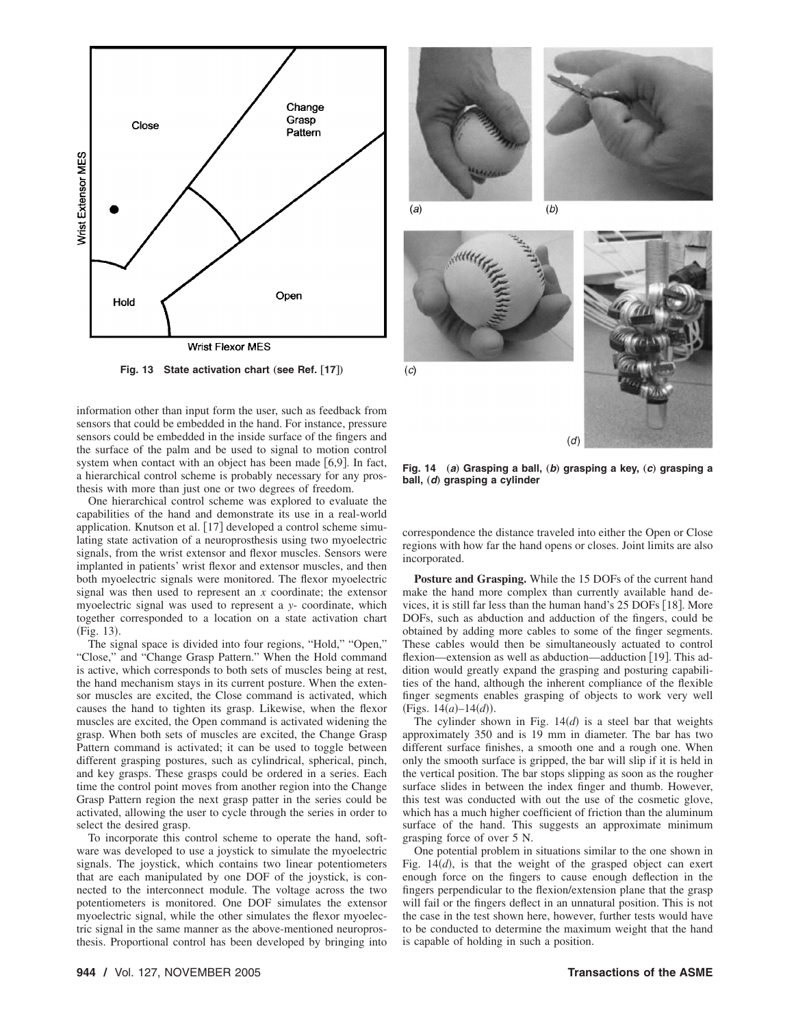Fig. 13 State activation chart (see Ref. [17])

information other than input form the user, such as feedback from sensors that could be embedded in the hand. For instance, pressure sensors could be embedded in the inside surface of the fingers and the surface of the palm and be used to signal to motion control system when contact with an object has been made [6,9]. In fact, a hierarchical control scheme is probably necessary for any prosthesis with more than just one or two degrees of freedom.

One hierarchical control scheme was explored to evaluate the capabilities of the hand and demonstrate its use in a real-world application. Knutson et al. [17] developed a control scheme simulating state activation of a neuroprosthesis using two myoelectric signals, from the wrist extensor and flexor muscles. Sensors were implanted in patients' wrist flexor and extensor muscles, and then both myoelectric signals were monitored. The flexor myoelectric signal was then used to represent an *x* coordinate; the extensor myoelectric signal was used to represent a *y*- coordinate, which together corresponded to a location on a state activation chart (Fig. 13).

The signal space is divided into four regions, "Hold," "Open," "Close," and "Change Grasp Pattern." When the Hold command is active, which corresponds to both sets of muscles being at rest, the hand mechanism stays in its current posture. When the extensor muscles are excited, the Close command is activated, which causes the hand to tighten its grasp. Likewise, when the flexor muscles are excited, the Open command is activated widening the grasp. When both sets of muscles are excited, the Change Grasp Pattern command is activated; it can be used to toggle between different grasping postures, such as cylindrical, spherical, pinch, and key grasps. These grasps could be ordered in a series. Each time the control point moves from another region into the Change Grasp Pattern region the next grasp patter in the series could be activated, allowing the user to cycle through the series in order to select the desired grasp.

To incorporate this control scheme to operate the hand, software was developed to use a joystick to simulate the myoelectric signals. The joystick, which contains two linear potentiometers that are each manipulated by one DOF of the joystick, is connected to the interconnect module. The voltage across the two potentiometers is monitored. One DOF simulates the extensor myoelectric signal, while the other simulates the flexor myoelectric signal in the same manner as the above-mentioned neuroprosthesis. Proportional control has been developed by bringing into correspondence the distance traveled into either the Open or Close regions with how far the hand opens or closes. Joint limits are also incorporated.

Fig. 14 (*a*) Grasping a ball, (*b*) grasping a key, (*c*) grasping a ball, (*d*) grasping a cylinder

**Posture and Grasping.** While the 15 DOFs of the current hand make the hand more complex than currently available hand devices, it is still far less than the human hand's 25 DOFs [18]. More DOFs, such as abduction and adduction of the fingers, could be obtained by adding more cables to some of the finger segments. These cables would then be simultaneously actuated to control flexion—extension as well as abduction—adduction [19]. This addition would greatly expand the grasping and posturing capabilities of the hand, although the inherent compliance of the flexible finger segments enables grasping of objects to work very well (Figs. 14(*a*)–14(*d*)).

The cylinder shown in Fig. 14(*d*) is a steel bar that weights approximately 350 and is 19 mm in diameter. The bar has two different surface finishes, a smooth one and a rough one. When only the smooth surface is gripped, the bar will slip if it is held in the vertical position. The bar stops slipping as soon as the rougher surface slides in between the index finger and thumb. However, this test was conducted with out the use of the cosmetic glove, which has a much higher coefficient of friction than the aluminum surface of the hand. This suggests an approximate minimum grasping force of over 5 N.

One potential problem in situations similar to the one shown in Fig. 14(*d*), is that the weight of the grasped object can exert enough force on the fingers to cause enough deflection in the fingers perpendicular to the flexion/extension plane that the grasp will fail or the fingers deflect in an unnatural position. This is not the case in the test shown here, however, further tests would have to be conducted to determine the maximum weight that the hand is capable of holding in such a position.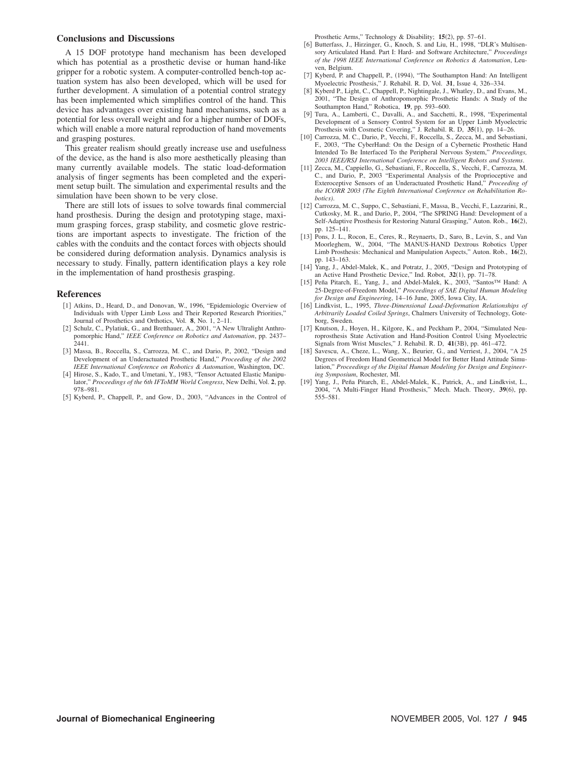## Conclusions and Discussions

A 15 DOF prototype hand mechanism has been developed which has potential as a prosthetic devise or human hand-like gripper for a robotic system. A computer-controlled bench-top actuation system has also been developed, which will be used for further development. A simulation of a potential control strategy has been implemented which simplifies control of the hand. This device has advantages over existing hand mechanisms, such as a potential for less overall weight and for a higher number of DOFs, which will enable a more natural reproduction of hand movements and grasping postures.

This greater realism should greatly increase use and usefulness of the device, as the hand is also more aesthetically pleasing than many currently available models. The static load-deformation analysis of finger segments has been completed and the experiment setup built. The simulation and experimental results and the simulation have been shown to be very close.

There are still lots of issues to solve towards final commercial hand prosthesis. During the design and prototyping stage, maximum grasping forces, grasp stability, and cosmetic glove restrictions are important aspects to investigate. The friction of the cables with the conduits and the contact forces with objects should be considered during deformation analysis. Dynamics analysis is necessary to study. Finally, pattern identification plays a key role in the implementation of hand prosthesis grasping.

## References

[1] Atkins, D., Heard, D., and Donovan, W., 1996, "Epidemiologic Overview of Individuals with Upper Limb Loss and Their Reported Research Priorities," Journal of Prosthetics and Orthotics, Vol. **8**, No. 1, 2–11.

[2] Schulz, C., Pylatiuk, G., and Bretthauer, A., 2001, "A New Ultralight Anthropomorphic Hand," *IEEE Conference on Robotics and Automation*, pp. 2437–2441.

[3] Massa, B., Roccella, S., Carrozza, M. C., and Dario, P., 2002, "Design and Development of an Underactuated Prosthetic Hand," *Proceeding of the 2002 IEEE International Conference on Robotics & Automation*, Washington, DC.

[4] Hirose, S., Kado, T., and Umetani, Y., 1983, "Tensor Actuated Elastic Manipulator," *Proceedings of the 6th IFToMM World Congress*, New Delhi, Vol. **2**, pp. 978–981.

[5] Kyberd, P., Chappell, P., and Gow, D., 2003, "Advances in the Control of Prosthetic Arms," Technology & Disability; **15**(2), pp. 57–61.

[6] Butterfass, J., Hirzinger, G., Knoch, S. and Liu, H., 1998, "DLR's Multisensory Articulated Hand. Part I: Hard- and Software Architecture," *Proceedings of the 1998 IEEE International Conference on Robotics & Automation*, Leuven, Belgium.

[7] Kyberd, P. and Chappell, P., (1994), "The Southampton Hand: An Intelligent Myoelectric Prosthesis," J. Rehabil. R. D, Vol. **31**, Issue 4, 326–334.

[8] Kyberd P., Light, C., Chappell, P., Nightingale, J., Whatley, D., and Evans, M., 2001, "The Design of Anthropomorphic Prosthetic Hands: A Study of the Southampton Hand," Robotica, **19**, pp. 593–600.

[9] Tura, A., Lamberti, C., Davalli, A., and Sacchetti, R., 1998, "Experimental Development of a Sensory Control System for an Upper Limb Myoelectric Prosthesis with Cosmetic Covering," J. Rehabil. R. D, **35**(1), pp. 14–26.

[10] Carrozza, M. C., Dario, P., Vecchi, F., Roccella, S., Zecca, M., and Sebastiani, F., 2003, "The CyberHand: On the Design of a Cybernetic Prosthetic Hand Intended To Be Interfaced To the Peripheral Nervous System," *Proceedings, 2003 IEEE/RSJ International Conference on Intelligent Robots and Systems*.

[11] Zecca, M., Cappiello, G., Sebastiani, F., Roccella, S., Vecchi, F., Carrozza, M. C., and Dario, P., 2003 "Experimental Analysis of the Proprioceptive and Exteroceptive Sensors of an Underactuated Prosthetic Hand," *Proceeding of the ICORR 2003 (The Eighth International Conference on Rehabilitation Robotics)*.

[12] Carrozza, M. C., Suppo, C., Sebastiani, F., Massa, B., Vecchi, F., Lazzarini, R., Cutkosky, M. R., and Dario, P., 2004, "The SPRING Hand: Development of a Self-Adaptive Prosthesis for Restoring Natural Grasping," Auton. Rob., **16**(2), pp. 125–141.

[13] Pons, J. L., Rocon, E., Ceres, R., Reynaerts, D., Saro, B., Levin, S., and Van Moorleghem, W., 2004, "The MANUS-HAND Dextrous Robotics Upper Limb Prosthesis: Mechanical and Manipulation Aspects," Auton. Rob., **16**(2), pp. 143–163.

[14] Yang, J., Abdel-Malek, K., and Potratz, J., 2005, "Design and Prototyping of an Active Hand Prosthetic Device," Ind. Robot, **32**(1), pp. 71–78.

[15] Peña Pitarch, E., Yang, J., and Abdel-Malek, K., 2003, "Santos™ Hand: A 25-Degree-of-Freedom Model," *Proceedings of SAE Digital Human Modeling for Design and Engineering*, 14–16 June, 2005, Iowa City, IA.

[16] Lindkvist, L., 1995, *Three-Dimensional Load-Deformation Relationships of Arbitrarily Loaded Coiled Springs*, Chalmers University of Technology, Goteborg, Sweden.

[17] Knutson, J., Hoyen, H., Kilgore, K., and Peckham P., 2004, "Simulated Neuroprosthesis State Activation and Hand-Position Control Using Myoelectric Signals from Wrist Muscles," J. Rehabil. R. D, **41**(3B), pp. 461–472.

[18] Savescu, A., Cheze, L., Wang, X., Beurier, G., and Verriest, J., 2004, "A 25 Degrees of Freedom Hand Geometrical Model for Better Hand Attitude Simulation," *Proceedings of the Digital Human Modeling for Design and Engineering Symposium*, Rochester, MI.

[19] Yang, J., Peña Pitarch, E., Abdel-Malek, K., Patrick, A., and Lindkvist, L., 2004, "A Multi-Finger Hand Prosthesis," Mech. Mach. Theory, **39**(6), pp. 555–581.